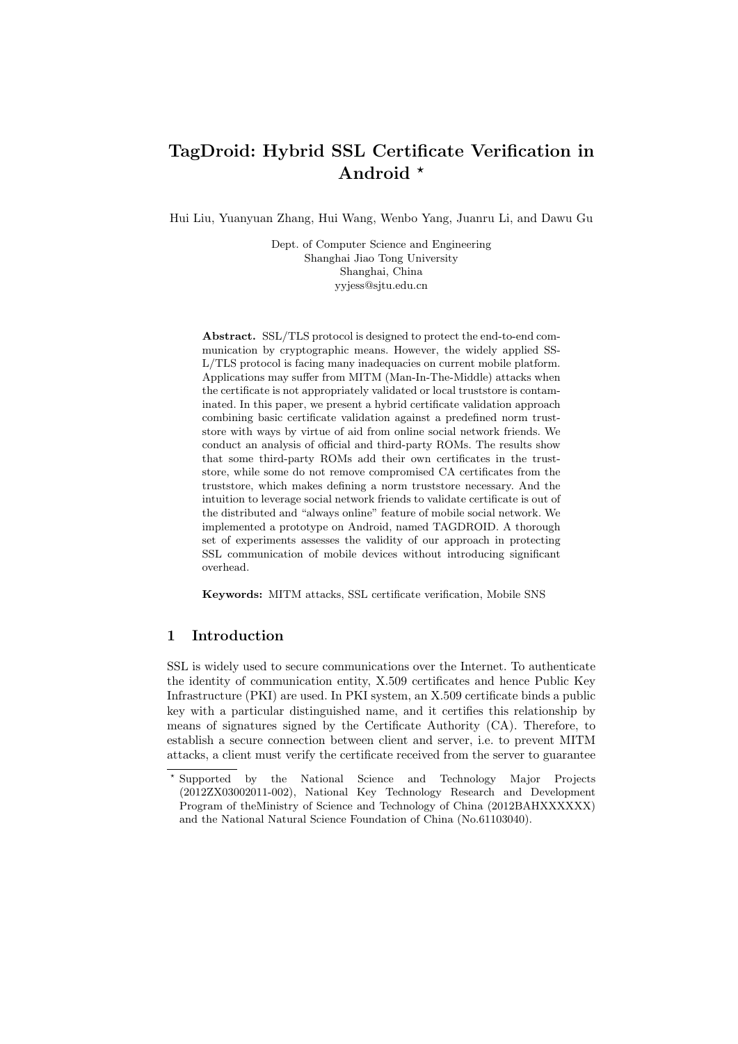# TagDroid: Hybrid SSL Certificate Verification in Android [⋆]

Hui Liu, Yuanyuan Zhang, Hui Wang, Wenbo Yang, Juanru Li, and Dawu Gu

Dept. of Computer Science and Engineering
Shanghai Jiao Tong University
Shanghai, China
yyjess@sjtu.edu.cn

**Abstract.** SSL/TLS protocol is designed to protect the end-to-end communication by cryptographic means. However, the widely applied SSL/TLS protocol is facing many inadequacies on current mobile platform. Applications may suffer from MITM (Man-In-The-Middle) attacks when the certificate is not appropriately validated or local truststore is contaminated. In this paper, we present a hybrid certificate validation approach combining basic certificate validation against a predefined norm truststore with ways by virtue of aid from online social network friends. We conduct an analysis of official and third-party ROMs. The results show that some third-party ROMs add their own certificates in the truststore, while some do not remove compromised CA certificates from the truststore, which makes defining a norm truststore necessary. And the intuition to leverage social network friends to validate certificate is out of the distributed and "always online" feature of mobile social network. We implemented a prototype on Android, named TAGDROID. A thorough set of experiments assesses the validity of our approach in protecting SSL communication of mobile devices without introducing significant overhead.

**Keywords:** MITM attacks, SSL certificate verification, Mobile SNS

## 1 Introduction

SSL is widely used to secure communications over the Internet. To authenticate the identity of communication entity, X.509 certificates and hence Public Key Infrastructure (PKI) are used. In PKI system, an X.509 certificate binds a public key with a particular distinguished name, and it certifies this relationship by means of signatures signed by the Certificate Authority (CA). Therefore, to establish a secure connection between client and server, i.e. to prevent MITM attacks, a client must verify the certificate received from the server to guarantee

---

[⋆] Supported by the National Science and Technology Major Projects (2012ZX03002011-002), National Key Technology Research and Development Program of theMinistry of Science and Technology of China (2012BAHXXXXXX) and the National Natural Science Foundation of China (No.61103040).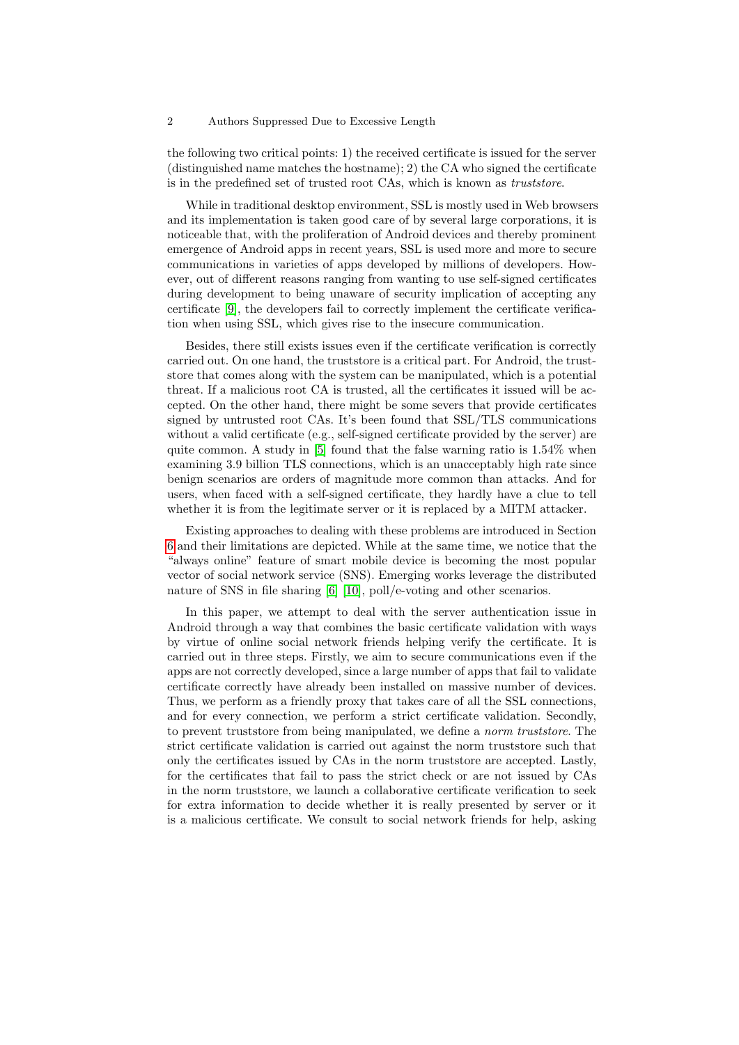the following two critical points: 1) the received certificate is issued for the server (distinguished name matches the hostname); 2) the CA who signed the certificate is in the predefined set of trusted root CAs, which is known as *truststore*.

While in traditional desktop environment, SSL is mostly used in Web browsers and its implementation is taken good care of by several large corporations, it is noticeable that, with the proliferation of Android devices and thereby prominent emergence of Android apps in recent years, SSL is used more and more to secure communications in varieties of apps developed by millions of developers. However, out of different reasons ranging from wanting to use self-signed certificates during development to being unaware of security implication of accepting any certificate [9], the developers fail to correctly implement the certificate verification when using SSL, which gives rise to the insecure communication.

Besides, there still exists issues even if the certificate verification is correctly carried out. On one hand, the truststore is a critical part. For Android, the truststore that comes along with the system can be manipulated, which is a potential threat. If a malicious root CA is trusted, all the certificates it issued will be accepted. On the other hand, there might be some severs that provide certificates signed by untrusted root CAs. It's been found that SSL/TLS communications without a valid certificate (e.g., self-signed certificate provided by the server) are quite common. A study in [5] found that the false warning ratio is 1.54% when examining 3.9 billion TLS connections, which is an unacceptably high rate since benign scenarios are orders of magnitude more common than attacks. And for users, when faced with a self-signed certificate, they hardly have a clue to tell whether it is from the legitimate server or it is replaced by a MITM attacker.

Existing approaches to dealing with these problems are introduced in Section 6 and their limitations are depicted. While at the same time, we notice that the "always online" feature of smart mobile device is becoming the most popular vector of social network service (SNS). Emerging works leverage the distributed nature of SNS in file sharing [6] [10], poll/e-voting and other scenarios.

In this paper, we attempt to deal with the server authentication issue in Android through a way that combines the basic certificate validation with ways by virtue of online social network friends helping verify the certificate. It is carried out in three steps. Firstly, we aim to secure communications even if the apps are not correctly developed, since a large number of apps that fail to validate certificate correctly have already been installed on massive number of devices. Thus, we perform as a friendly proxy that takes care of all the SSL connections, and for every connection, we perform a strict certificate validation. Secondly, to prevent truststore from being manipulated, we define a *norm truststore*. The strict certificate validation is carried out against the norm truststore such that only the certificates issued by CAs in the norm truststore are accepted. Lastly, for the certificates that fail to pass the strict check or are not issued by CAs in the norm truststore, we launch a collaborative certificate verification to seek for extra information to decide whether it is really presented by server or it is a malicious certificate. We consult to social network friends for help, asking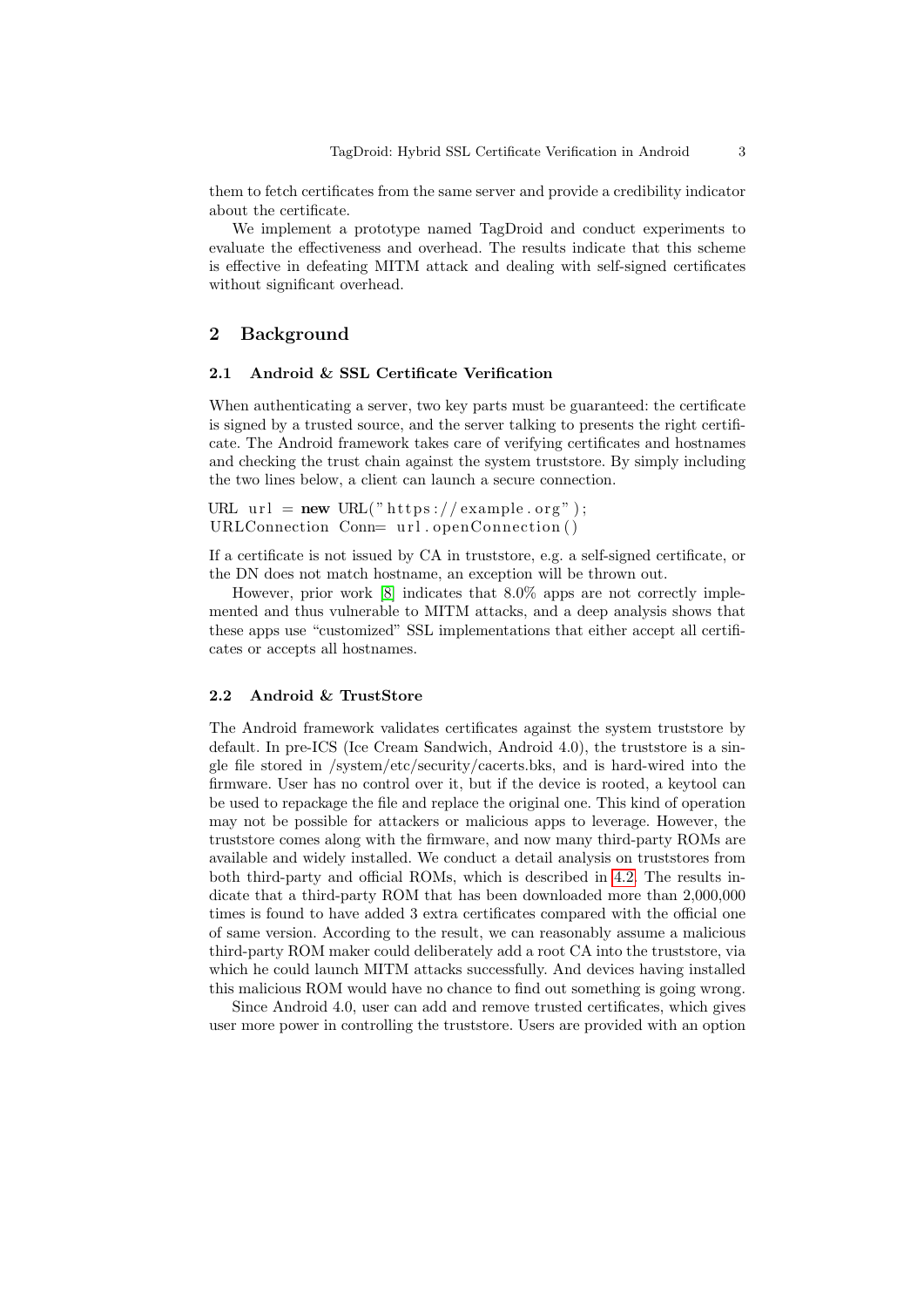them to fetch certificates from the same server and provide a credibility indicator about the certificate.

We implement a prototype named TagDroid and conduct experiments to evaluate the effectiveness and overhead. The results indicate that this scheme is effective in defeating MITM attack and dealing with self-signed certificates without significant overhead.

## 2 Background

### 2.1 Android & SSL Certificate Verification

When authenticating a server, two key parts must be guaranteed: the certificate is signed by a trusted source, and the server talking to presents the right certificate. The Android framework takes care of verifying certificates and hostnames and checking the trust chain against the system truststore. By simply including the two lines below, a client can launch a secure connection.

```
URL url = new URL("https://example.org");
URLConnection Conn= url.openConnection()
```

If a certificate is not issued by CA in truststore, e.g. a self-signed certificate, or the DN does not match hostname, an exception will be thrown out.

However, prior work [8] indicates that 8.0% apps are not correctly implemented and thus vulnerable to MITM attacks, and a deep analysis shows that these apps use "customized" SSL implementations that either accept all certificates or accepts all hostnames.

### 2.2 Android & TrustStore

The Android framework validates certificates against the system truststore by default. In pre-ICS (Ice Cream Sandwich, Android 4.0), the truststore is a single file stored in /system/etc/security/cacerts.bks, and is hard-wired into the firmware. User has no control over it, but if the device is rooted, a keytool can be used to repackage the file and replace the original one. This kind of operation may not be possible for attackers or malicious apps to leverage. However, the truststore comes along with the firmware, and now many third-party ROMs are available and widely installed. We conduct a detail analysis on truststores from both third-party and official ROMs, which is described in 4.2. The results indicate that a third-party ROM that has been downloaded more than 2,000,000 times is found to have added 3 extra certificates compared with the official one of same version. According to the result, we can reasonably assume a malicious third-party ROM maker could deliberately add a root CA into the truststore, via which he could launch MITM attacks successfully. And devices having installed this malicious ROM would have no chance to find out something is going wrong.

Since Android 4.0, user can add and remove trusted certificates, which gives user more power in controlling the truststore. Users are provided with an option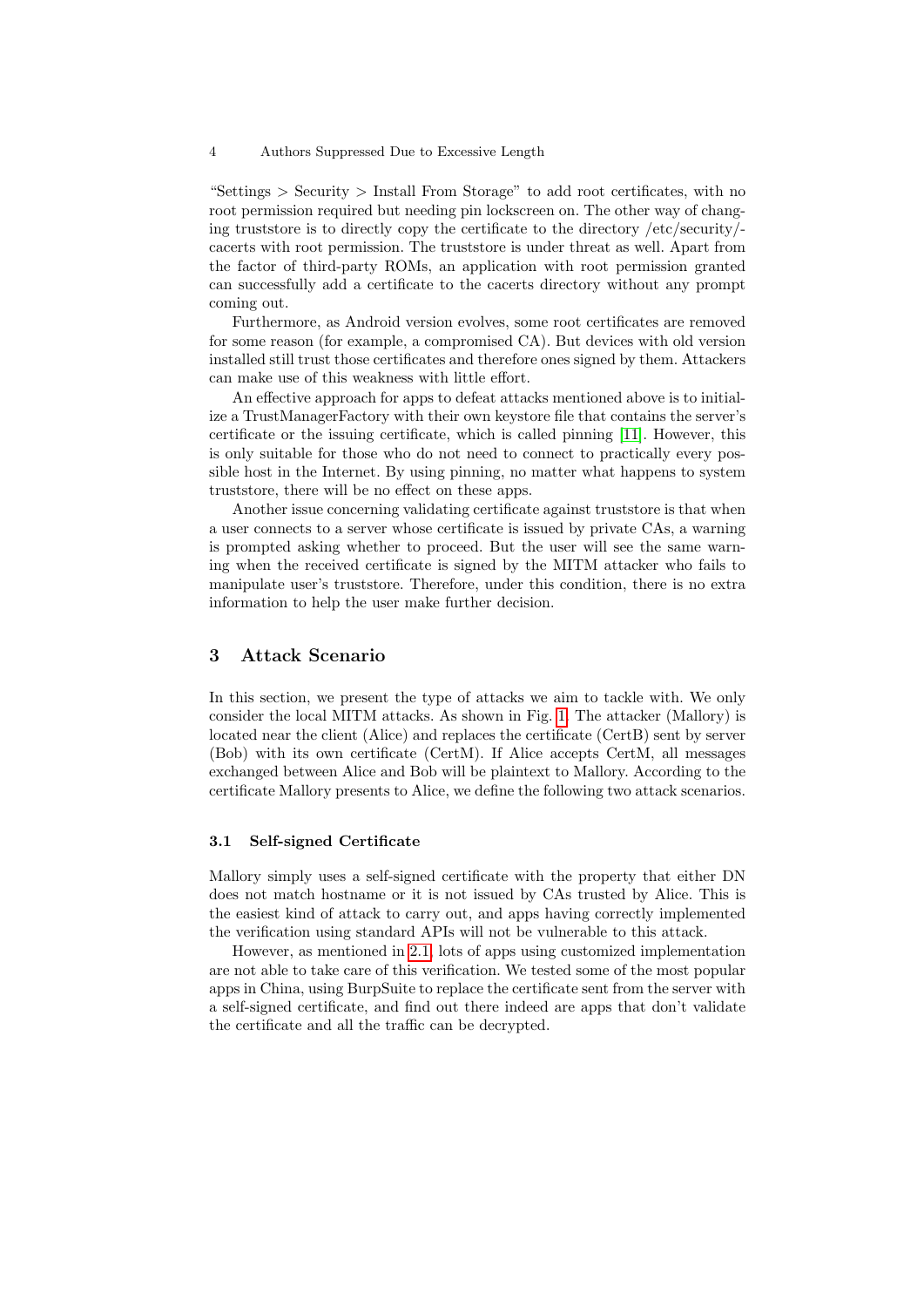"Settings > Security > Install From Storage" to add root certificates, with no root permission required but needing pin lockscreen on. The other way of changing truststore is to directly copy the certificate to the directory /etc/security/-cacerts with root permission. The truststore is under threat as well. Apart from the factor of third-party ROMs, an application with root permission granted can successfully add a certificate to the cacerts directory without any prompt coming out.

Furthermore, as Android version evolves, some root certificates are removed for some reason (for example, a compromised CA). But devices with old version installed still trust those certificates and therefore ones signed by them. Attackers can make use of this weakness with little effort.

An effective approach for apps to defeat attacks mentioned above is to initialize a TrustManagerFactory with their own keystore file that contains the server's certificate or the issuing certificate, which is called pinning [11]. However, this is only suitable for those who do not need to connect to practically every possible host in the Internet. By using pinning, no matter what happens to system truststore, there will be no effect on these apps.

Another issue concerning validating certificate against truststore is that when a user connects to a server whose certificate is issued by private CAs, a warning is prompted asking whether to proceed. But the user will see the same warning when the received certificate is signed by the MITM attacker who fails to manipulate user's truststore. Therefore, under this condition, there is no extra information to help the user make further decision.

## 3 Attack Scenario

In this section, we present the type of attacks we aim to tackle with. We only consider the local MITM attacks. As shown in Fig. 1. The attacker (Mallory) is located near the client (Alice) and replaces the certificate (CertB) sent by server (Bob) with its own certificate (CertM). If Alice accepts CertM, all messages exchanged between Alice and Bob will be plaintext to Mallory. According to the certificate Mallory presents to Alice, we define the following two attack scenarios.

### 3.1 Self-signed Certificate

Mallory simply uses a self-signed certificate with the property that either DN does not match hostname or it is not issued by CAs trusted by Alice. This is the easiest kind of attack to carry out, and apps having correctly implemented the verification using standard APIs will not be vulnerable to this attack.

However, as mentioned in 2.1, lots of apps using customized implementation are not able to take care of this verification. We tested some of the most popular apps in China, using BurpSuite to replace the certificate sent from the server with a self-signed certificate, and find out there indeed are apps that don't validate the certificate and all the traffic can be decrypted.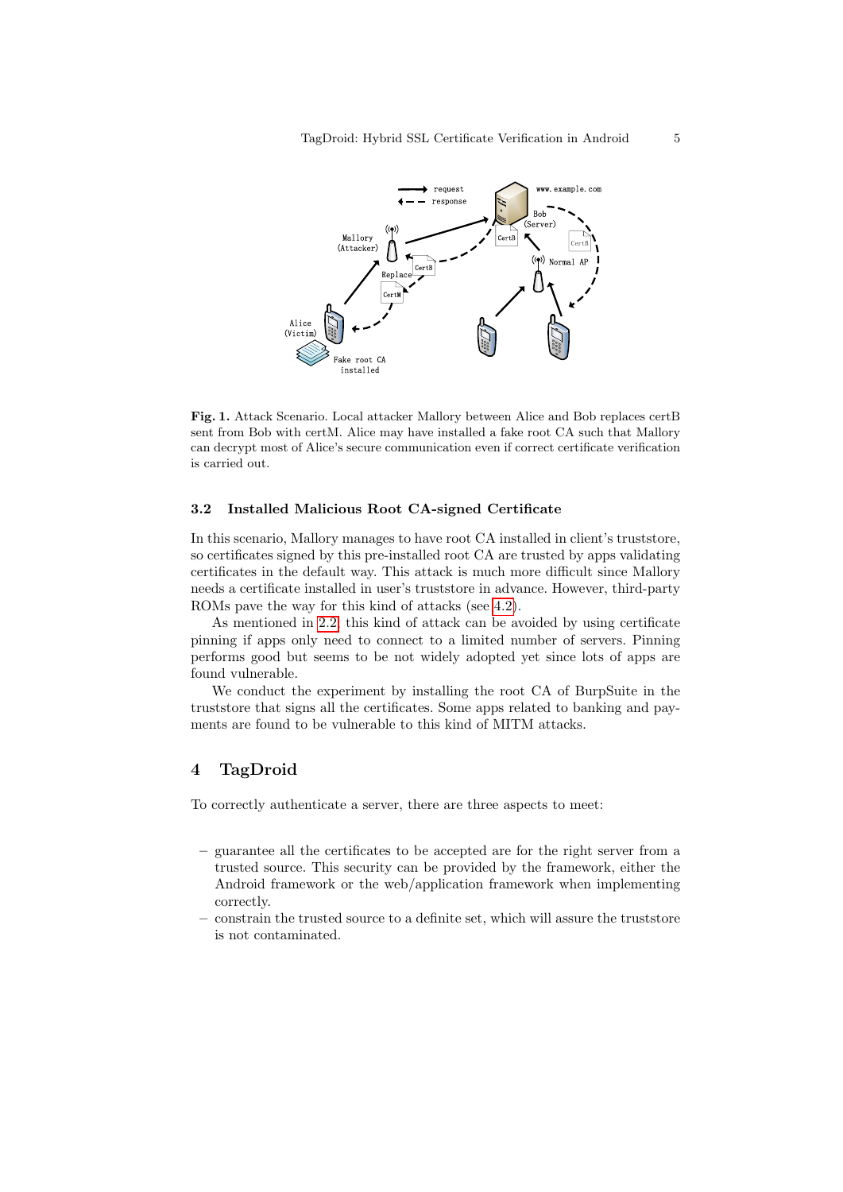**Fig. 1.** Attack Scenario. Local attacker Mallory between Alice and Bob replaces certB sent from Bob with certM. Alice may have installed a fake root CA such that Mallory can decrypt most of Alice's secure communication even if correct certificate verification is carried out.

### 3.2 Installed Malicious Root CA-signed Certificate

In this scenario, Mallory manages to have root CA installed in client's truststore, so certificates signed by this pre-installed root CA are trusted by apps validating certificates in the default way. This attack is much more difficult since Mallory needs a certificate installed in user's truststore in advance. However, third-party ROMs pave the way for this kind of attacks (see 4.2).

As mentioned in 2.2, this kind of attack can be avoided by using certificate pinning if apps only need to connect to a limited number of servers. Pinning performs good but seems to be not widely adopted yet since lots of apps are found vulnerable.

We conduct the experiment by installing the root CA of BurpSuite in the truststore that signs all the certificates. Some apps related to banking and payments are found to be vulnerable to this kind of MITM attacks.

## 4 TagDroid

To correctly authenticate a server, there are three aspects to meet:

- guarantee all the certificates to be accepted are for the right server from a trusted source. This security can be provided by the framework, either the Android framework or the web/application framework when implementing correctly.
- constrain the trusted source to a definite set, which will assure the truststore is not contaminated.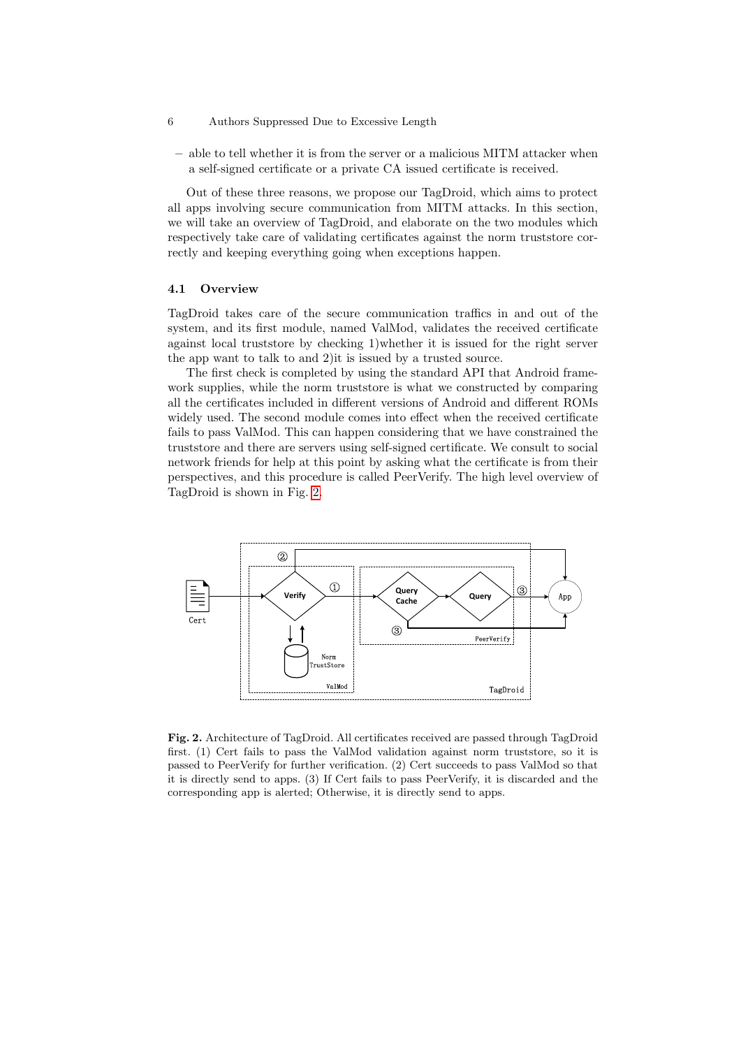– able to tell whether it is from the server or a malicious MITM attacker when a self-signed certificate or a private CA issued certificate is received.

Out of these three reasons, we propose our TagDroid, which aims to protect all apps involving secure communication from MITM attacks. In this section, we will take an overview of TagDroid, and elaborate on the two modules which respectively take care of validating certificates against the norm truststore correctly and keeping everything going when exceptions happen.

### 4.1 Overview

TagDroid takes care of the secure communication traffics in and out of the system, and its first module, named ValMod, validates the received certificate against local truststore by checking 1)whether it is issued for the right server the app want to talk to and 2)it is issued by a trusted source.

The first check is completed by using the standard API that Android framework supplies, while the norm truststore is what we constructed by comparing all the certificates included in different versions of Android and different ROMs widely used. The second module comes into effect when the received certificate fails to pass ValMod. This can happen considering that we have constrained the truststore and there are servers using self-signed certificate. We consult to social network friends for help at this point by asking what the certificate is from their perspectives, and this procedure is called PeerVerify. The high level overview of TagDroid is shown in Fig. 2.

**Fig. 2.** Architecture of TagDroid. All certificates received are passed through TagDroid first. (1) Cert fails to pass the ValMod validation against norm truststore, so it is passed to PeerVerify for further verification. (2) Cert succeeds to pass ValMod so that it is directly send to apps. (3) If Cert fails to pass PeerVerify, it is discarded and the corresponding app is alerted; Otherwise, it is directly send to apps.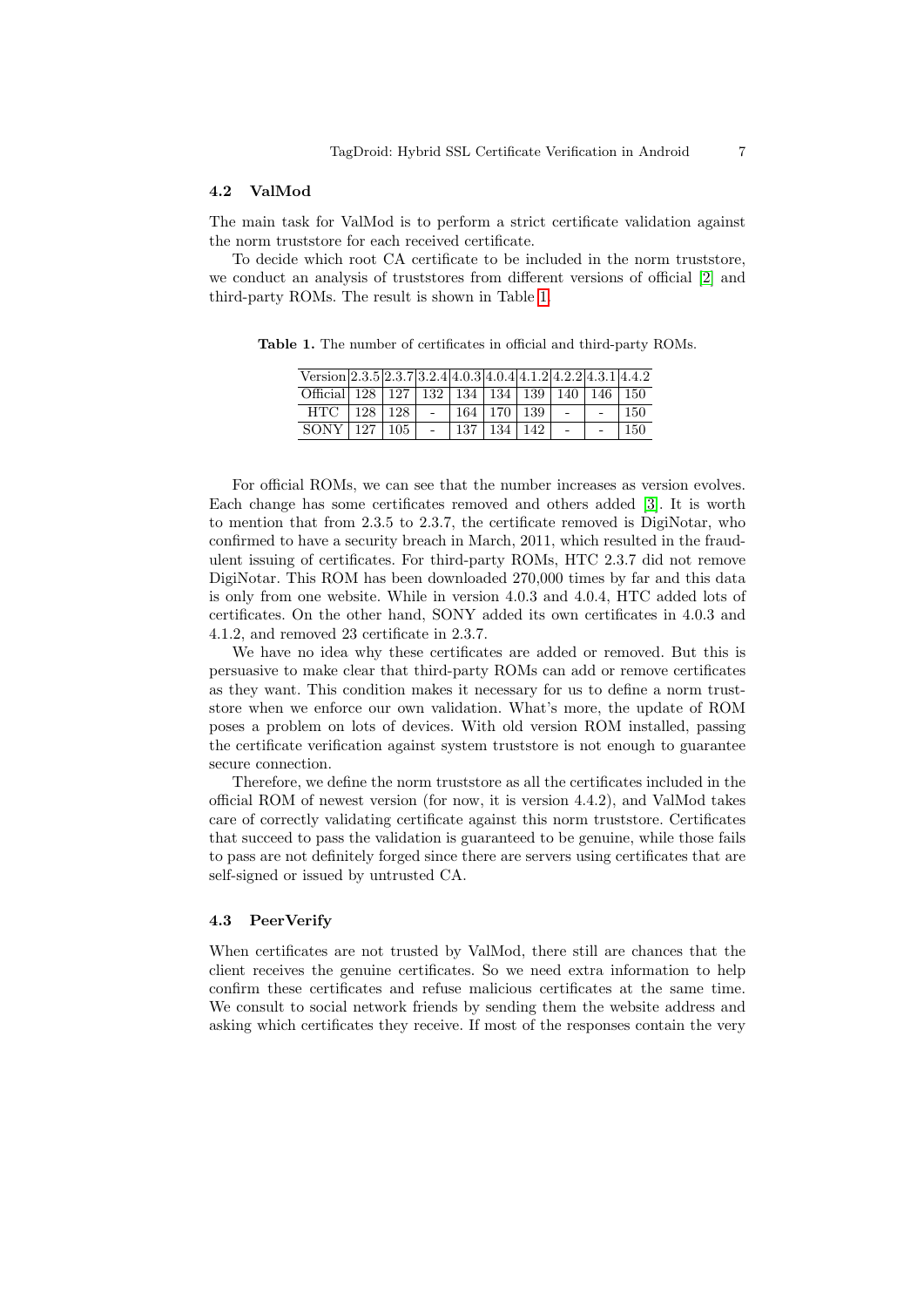### 4.2 ValMod

The main task for ValMod is to perform a strict certificate validation against the norm truststore for each received certificate.

To decide which root CA certificate to be included in the norm truststore, we conduct an analysis of truststores from different versions of official [2] and third-party ROMs. The result is shown in Table 1.

**Table 1.** The number of certificates in official and third-party ROMs.

| Version | 2.3.5 | 2.3.7 | 3.2.4 | 4.0.3 | 4.0.4 | 4.1.2 | 4.2.2 | 4.3.1 | 4.4.2 |
|---|---|---|---|---|---|---|---|---|---|
| Official | 128 | 127 | 132 | 134 | 134 | 139 | 140 | 146 | 150 |
| HTC | 128 | 128 | - | 164 | 170 | 139 | - | - | 150 |
| SONY | 127 | 105 | - | 137 | 134 | 142 | - | - | 150 |

For official ROMs, we can see that the number increases as version evolves. Each change has some certificates removed and others added [3]. It is worth to mention that from 2.3.5 to 2.3.7, the certificate removed is DigiNotar, who confirmed to have a security breach in March, 2011, which resulted in the fraudulent issuing of certificates. For third-party ROMs, HTC 2.3.7 did not remove DigiNotar. This ROM has been downloaded 270,000 times by far and this data is only from one website. While in version 4.0.3 and 4.0.4, HTC added lots of certificates. On the other hand, SONY added its own certificates in 4.0.3 and 4.1.2, and removed 23 certificate in 2.3.7.

We have no idea why these certificates are added or removed. But this is persuasive to make clear that third-party ROMs can add or remove certificates as they want. This condition makes it necessary for us to define a norm truststore when we enforce our own validation. What's more, the update of ROM poses a problem on lots of devices. With old version ROM installed, passing the certificate verification against system truststore is not enough to guarantee secure connection.

Therefore, we define the norm truststore as all the certificates included in the official ROM of newest version (for now, it is version 4.4.2), and ValMod takes care of correctly validating certificate against this norm truststore. Certificates that succeed to pass the validation is guaranteed to be genuine, while those fails to pass are not definitely forged since there are servers using certificates that are self-signed or issued by untrusted CA.

### 4.3 PeerVerify

When certificates are not trusted by ValMod, there still are chances that the client receives the genuine certificates. So we need extra information to help confirm these certificates and refuse malicious certificates at the same time. We consult to social network friends by sending them the website address and asking which certificates they receive. If most of the responses contain the very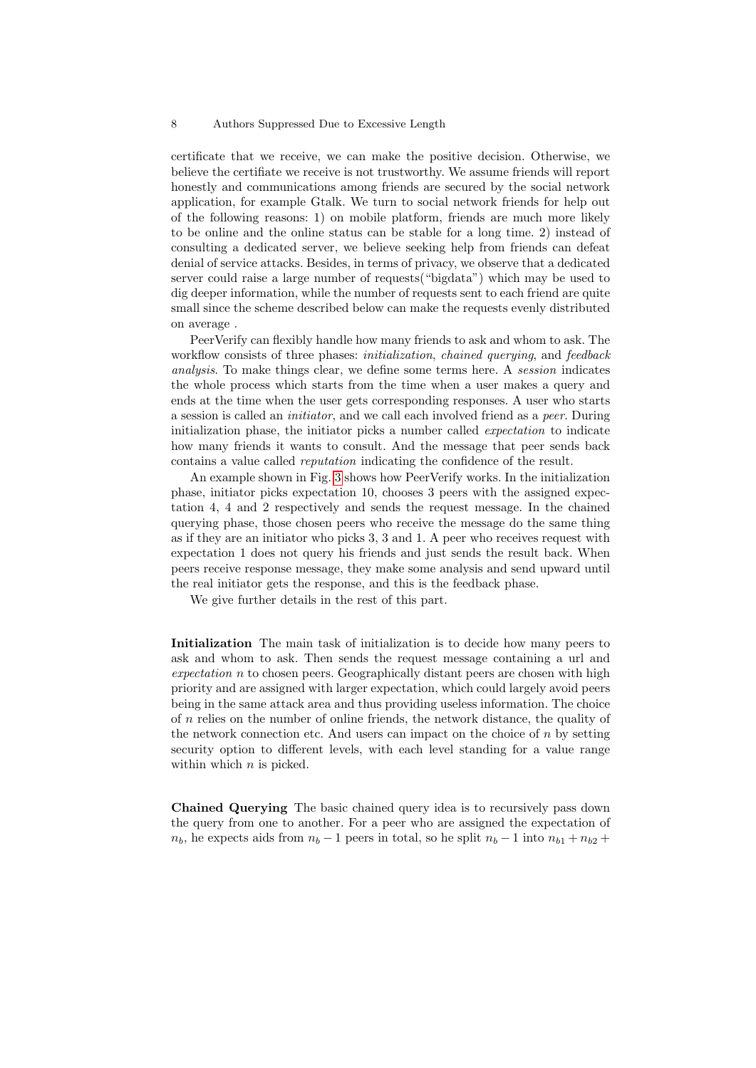certificate that we receive, we can make the positive decision. Otherwise, we believe the certifiate we receive is not trustworthy. We assume friends will report honestly and communications among friends are secured by the social network application, for example Gtalk. We turn to social network friends for help out of the following reasons: 1) on mobile platform, friends are much more likely to be online and the online status can be stable for a long time. 2) instead of consulting a dedicated server, we believe seeking help from friends can defeat denial of service attacks. Besides, in terms of privacy, we observe that a dedicated server could raise a large number of requests("bigdata") which may be used to dig deeper information, while the number of requests sent to each friend are quite small since the scheme described below can make the requests evenly distributed on average .

PeerVerify can flexibly handle how many friends to ask and whom to ask. The workflow consists of three phases: *initialization*, *chained querying*, and *feedback analysis*. To make things clear, we define some terms here. A *session* indicates the whole process which starts from the time when a user makes a query and ends at the time when the user gets corresponding responses. A user who starts a session is called an *initiator*, and we call each involved friend as a *peer*. During initialization phase, the initiator picks a number called *expectation* to indicate how many friends it wants to consult. And the message that peer sends back contains a value called *reputation* indicating the confidence of the result.

An example shown in Fig. 3 shows how PeerVerify works. In the initialization phase, initiator picks expectation 10, chooses 3 peers with the assigned expectation 4, 4 and 2 respectively and sends the request message. In the chained querying phase, those chosen peers who receive the message do the same thing as if they are an initiator who picks 3, 3 and 1. A peer who receives request with expectation 1 does not query his friends and just sends the result back. When peers receive response message, they make some analysis and send upward until the real initiator gets the response, and this is the feedback phase.

We give further details in the rest of this part.

**Initialization** The main task of initialization is to decide how many peers to ask and whom to ask. Then sends the request message containing a url and *expectation* $n$ to chosen peers. Geographically distant peers are chosen with high priority and are assigned with larger expectation, which could largely avoid peers being in the same attack area and thus providing useless information. The choice of $n$ relies on the number of online friends, the network distance, the quality of the network connection etc. And users can impact on the choice of $n$ by setting security option to different levels, with each level standing for a value range within which $n$ is picked.

**Chained Querying** The basic chained query idea is to recursively pass down the query from one to another. For a peer who are assigned the expectation of $n_b$, he expects aids from $n_b - 1$ peers in total, so he split $n_b - 1$ into $n_{b1} + n_{b2} +$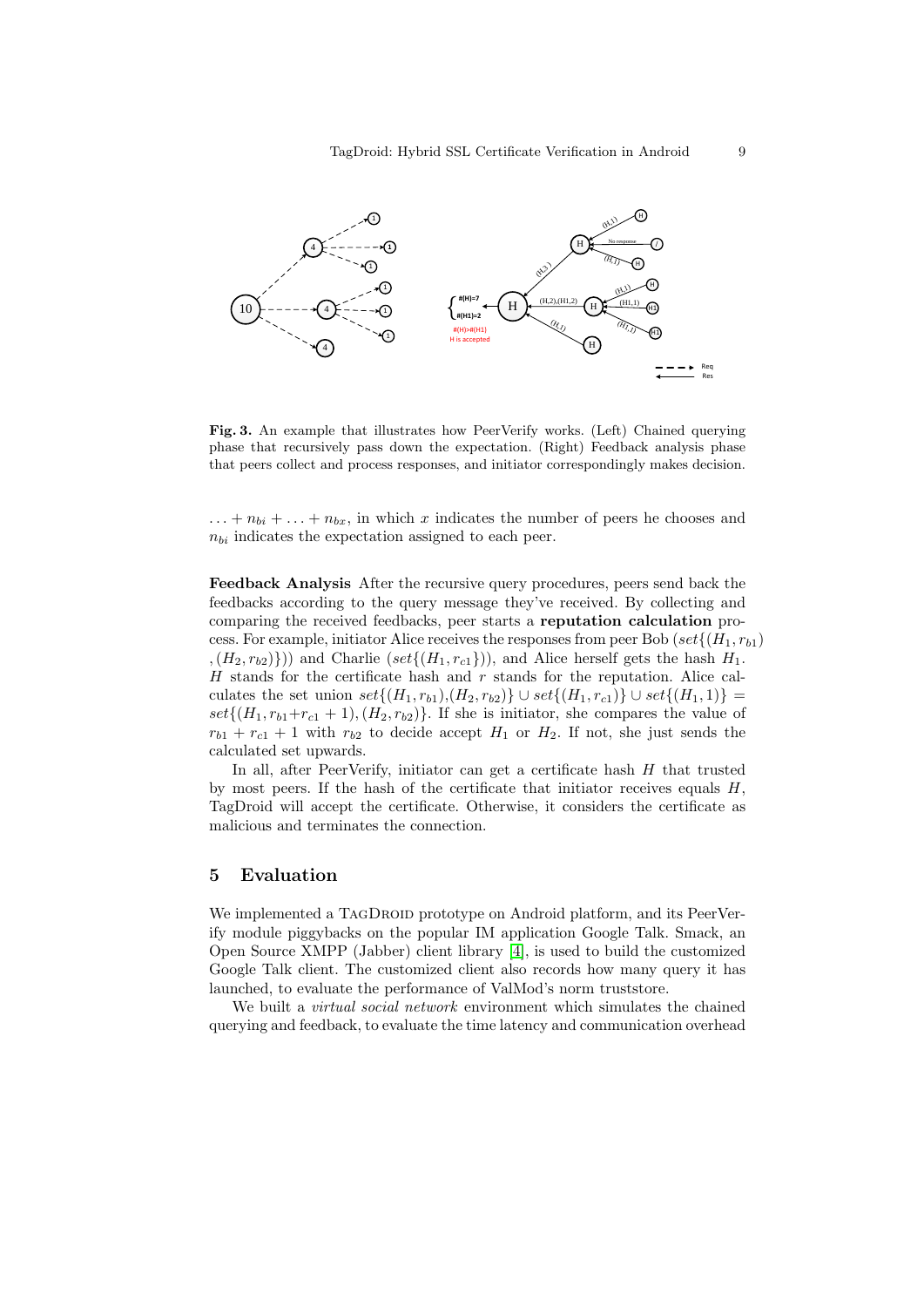**Fig. 3.** An example that illustrates how PeerVerify works. (Left) Chained querying phase that recursively pass down the expectation. (Right) Feedback analysis phase that peers collect and process responses, and initiator correspondingly makes decision.

$\ldots + n_{bi} + \ldots + n_{bx}$, in which $x$ indicates the number of peers he chooses and $n_{bi}$ indicates the expectation assigned to each peer.

**Feedback Analysis** After the recursive query procedures, peers send back the feedbacks according to the query message they've received. By collecting and comparing the received feedbacks, peer starts a **reputation calculation** process. For example, initiator Alice receives the responses from peer Bob ($set\{(H_1, r_{b1}), (H_2, r_{b2})\}$) and Charlie ($set\{(H_1, r_{c1}\}$), and Alice herself gets the hash $H_1$. $H$ stands for the certificate hash and $r$ stands for the reputation. Alice calculates the set union $set\{(H_1, r_{b1}),(H_2, r_{b2})\} \cup set\{(H_1, r_{c1})\} \cup set\{(H_1, 1)\} = set\{(H_1, r_{b1}+r_{c1} + 1), (H_2, r_{b2})\}$. If she is initiator, she compares the value of $r_{b1} + r_{c1} + 1$ with $r_{b2}$ to decide accept $H_1$ or $H_2$. If not, she just sends the calculated set upwards.

In all, after PeerVerify, initiator can get a certificate hash $H$ that trusted by most peers. If the hash of the certificate that initiator receives equals $H$, TagDroid will accept the certificate. Otherwise, it considers the certificate as malicious and terminates the connection.

## 5 Evaluation

We implemented a TagDroid prototype on Android platform, and its PeerVerify module piggybacks on the popular IM application Google Talk. Smack, an Open Source XMPP (Jabber) client library [4], is used to build the customized Google Talk client. The customized client also records how many query it has launched, to evaluate the performance of ValMod's norm truststore.

We built a *virtual social network* environment which simulates the chained querying and feedback, to evaluate the time latency and communication overhead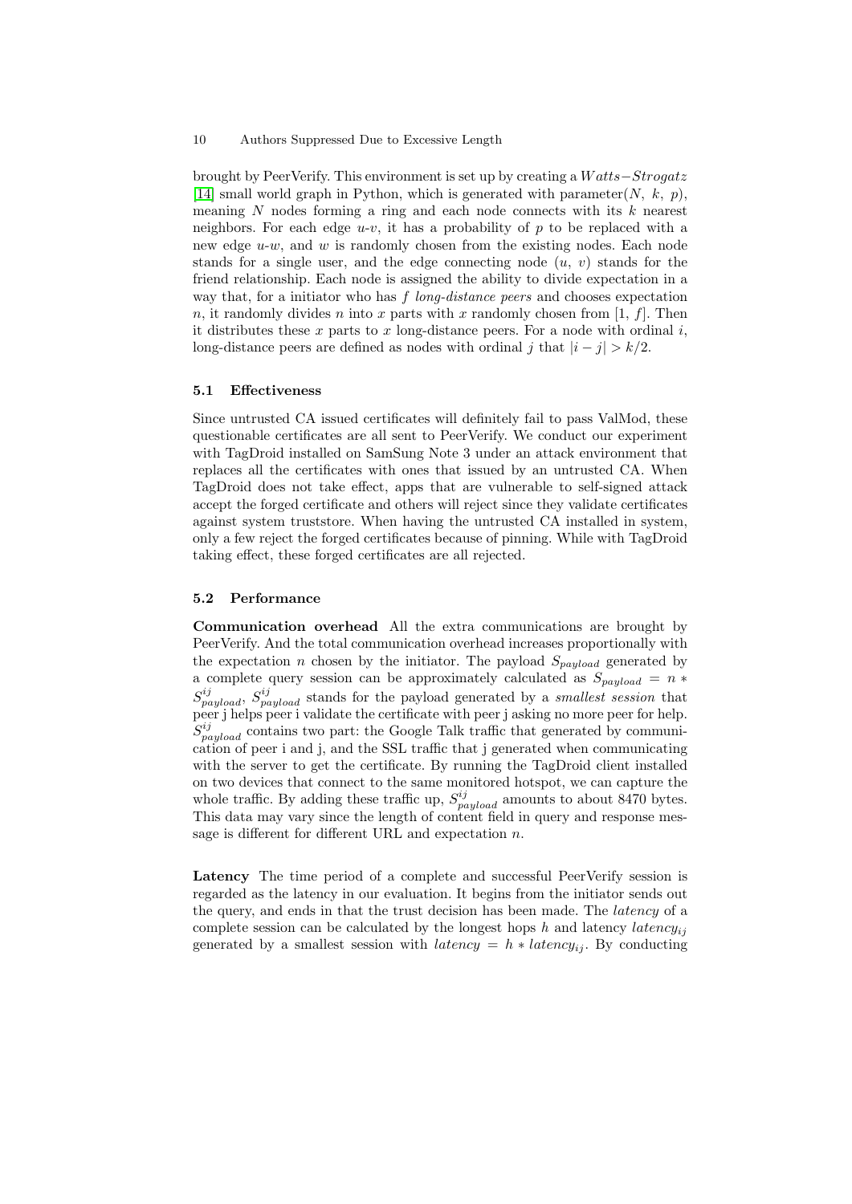brought by PeerVerify. This environment is set up by creating a $Watts{-}Strogatz$ [14] small world graph in Python, which is generated with parameter($N$, $k$, $p$), meaning $N$ nodes forming a ring and each node connects with its $k$ nearest neighbors. For each edge $u$-$v$, it has a probability of $p$ to be replaced with a new edge $u$-$w$, and $w$ is randomly chosen from the existing nodes. Each node stands for a single user, and the edge connecting node ($u$, $v$) stands for the friend relationship. Each node is assigned the ability to divide expectation in a way that, for a initiator who has $f$ *long-distance peers* and chooses expectation $n$, it randomly divides $n$ into $x$ parts with $x$ randomly chosen from [1, $f$]. Then it distributes these $x$ parts to $x$ long-distance peers. For a node with ordinal $i$, long-distance peers are defined as nodes with ordinal $j$ that $|i - j| > k/2$.

### 5.1 Effectiveness

Since untrusted CA issued certificates will definitely fail to pass ValMod, these questionable certificates are all sent to PeerVerify. We conduct our experiment with TagDroid installed on SamSung Note 3 under an attack environment that replaces all the certificates with ones that issued by an untrusted CA. When TagDroid does not take effect, apps that are vulnerable to self-signed attack accept the forged certificate and others will reject since they validate certificates against system truststore. When having the untrusted CA installed in system, only a few reject the forged certificates because of pinning. While with TagDroid taking effect, these forged certificates are all rejected.

### 5.2 Performance

**Communication overhead** All the extra communications are brought by PeerVerify. And the total communication overhead increases proportionally with the expectation $n$ chosen by the initiator. The payload $S_{payload}$ generated by a complete query session can be approximately calculated as $S_{payload} = n * S^{ij}_{payload}$, $S^{ij}_{payload}$ stands for the payload generated by a *smallest session* that peer j helps peer i validate the certificate with peer j asking no more peer for help. $S^{ij}_{payload}$ contains two part: the Google Talk traffic that generated by communication of peer i and j, and the SSL traffic that j generated when communicating with the server to get the certificate. By running the TagDroid client installed on two devices that connect to the same monitored hotspot, we can capture the whole traffic. By adding these traffic up, $S^{ij}_{payload}$ amounts to about 8470 bytes. This data may vary since the length of content field in query and response message is different for different URL and expectation $n$.

**Latency** The time period of a complete and successful PeerVerify session is regarded as the latency in our evaluation. It begins from the initiator sends out the query, and ends in that the trust decision has been made. The *latency* of a complete session can be calculated by the longest hops $h$ and latency $latency_{ij}$ generated by a smallest session with $latency = h * latency_{ij}$. By conducting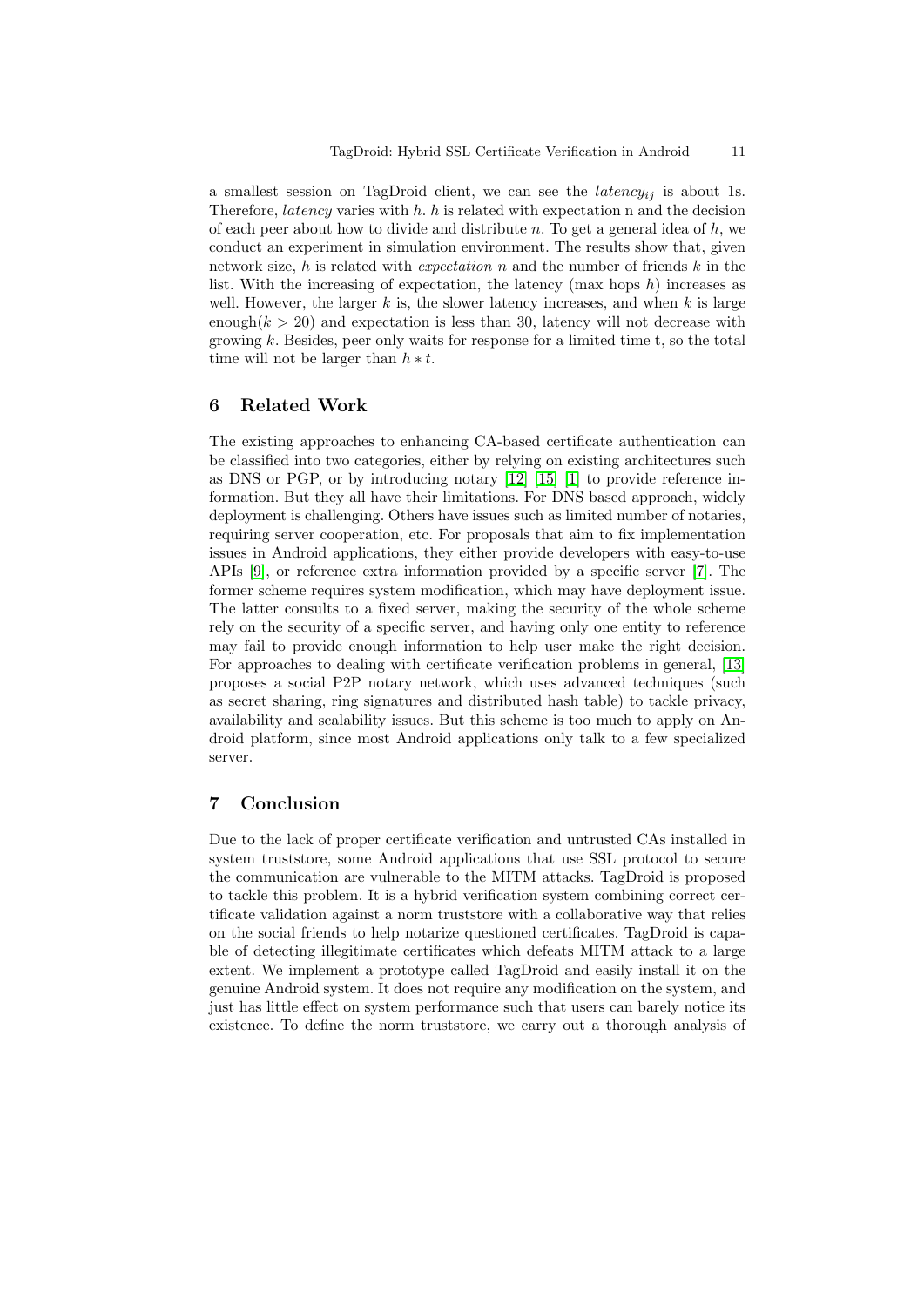a smallest session on TagDroid client, we can see the $latency_{ij}$ is about 1s. Therefore, *latency* varies with $h$. $h$ is related with expectation n and the decision of each peer about how to divide and distribute $n$. To get a general idea of $h$, we conduct an experiment in simulation environment. The results show that, given network size, $h$ is related with *expectation* $n$ and the number of friends $k$ in the list. With the increasing of expectation, the latency (max hops $h$) increases as well. However, the larger $k$ is, the slower latency increases, and when $k$ is large enough($k > 20$) and expectation is less than 30, latency will not decrease with growing $k$. Besides, peer only waits for response for a limited time t, so the total time will not be larger than $h * t$.

## 6 Related Work

The existing approaches to enhancing CA-based certificate authentication can be classified into two categories, either by relying on existing architectures such as DNS or PGP, or by introducing notary [12] [15] [1] to provide reference information. But they all have their limitations. For DNS based approach, widely deployment is challenging. Others have issues such as limited number of notaries, requiring server cooperation, etc. For proposals that aim to fix implementation issues in Android applications, they either provide developers with easy-to-use APIs [9], or reference extra information provided by a specific server [7]. The former scheme requires system modification, which may have deployment issue. The latter consults to a fixed server, making the security of the whole scheme rely on the security of a specific server, and having only one entity to reference may fail to provide enough information to help user make the right decision. For approaches to dealing with certificate verification problems in general, [13] proposes a social P2P notary network, which uses advanced techniques (such as secret sharing, ring signatures and distributed hash table) to tackle privacy, availability and scalability issues. But this scheme is too much to apply on Android platform, since most Android applications only talk to a few specialized server.

## 7 Conclusion

Due to the lack of proper certificate verification and untrusted CAs installed in system truststore, some Android applications that use SSL protocol to secure the communication are vulnerable to the MITM attacks. TagDroid is proposed to tackle this problem. It is a hybrid verification system combining correct certificate validation against a norm truststore with a collaborative way that relies on the social friends to help notarize questioned certificates. TagDroid is capable of detecting illegitimate certificates which defeats MITM attack to a large extent. We implement a prototype called TagDroid and easily install it on the genuine Android system. It does not require any modification on the system, and just has little effect on system performance such that users can barely notice its existence. To define the norm truststore, we carry out a thorough analysis of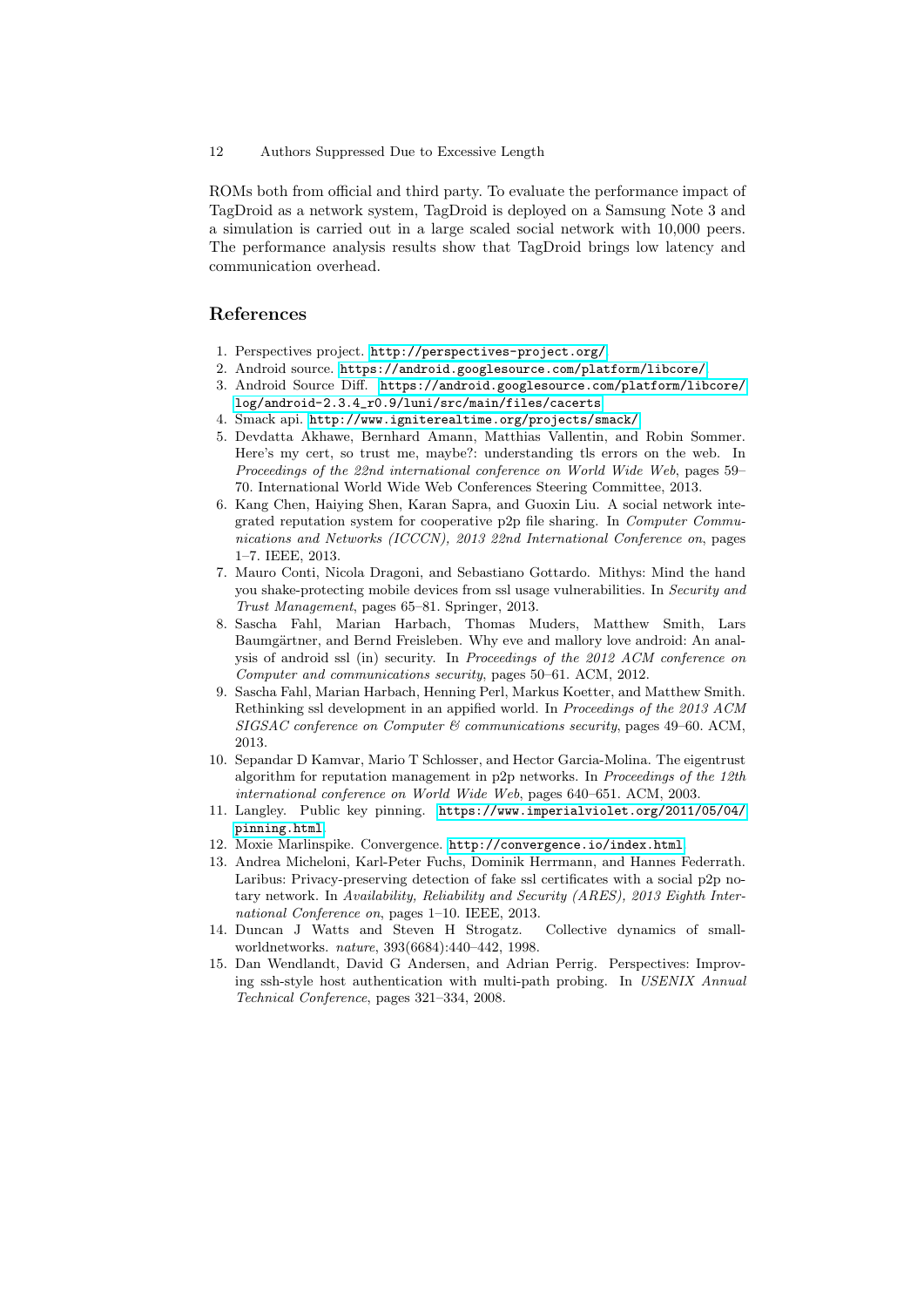ROMs both from official and third party. To evaluate the performance impact of TagDroid as a network system, TagDroid is deployed on a Samsung Note 3 and a simulation is carried out in a large scaled social network with 10,000 peers. The performance analysis results show that TagDroid brings low latency and communication overhead.

## References

1. Perspectives project. http://perspectives-project.org/
2. Android source. https://android.googlesource.com/platform/libcore/
3. Android Source Diff. https://android.googlesource.com/platform/libcore/log/android-2.3.4_r0.9/luni/src/main/files/cacerts
4. Smack api. http://www.igniterealtime.org/projects/smack/
5. Devdatta Akhawe, Bernhard Amann, Matthias Vallentin, and Robin Sommer. Here's my cert, so trust me, maybe?: understanding tls errors on the web. In *Proceedings of the 22nd international conference on World Wide Web*, pages 59–70. International World Wide Web Conferences Steering Committee, 2013.
6. Kang Chen, Haiying Shen, Karan Sapra, and Guoxin Liu. A social network integrated reputation system for cooperative p2p file sharing. In *Computer Communications and Networks (ICCCN), 2013 22nd International Conference on*, pages 1–7. IEEE, 2013.
7. Mauro Conti, Nicola Dragoni, and Sebastiano Gottardo. Mithys: Mind the hand you shake-protecting mobile devices from ssl usage vulnerabilities. In *Security and Trust Management*, pages 65–81. Springer, 2013.
8. Sascha Fahl, Marian Harbach, Thomas Muders, Matthew Smith, Lars Baumgärtner, and Bernd Freisleben. Why eve and mallory love android: An analysis of android ssl (in) security. In *Proceedings of the 2012 ACM conference on Computer and communications security*, pages 50–61. ACM, 2012.
9. Sascha Fahl, Marian Harbach, Henning Perl, Markus Koetter, and Matthew Smith. Rethinking ssl development in an appified world. In *Proceedings of the 2013 ACM SIGSAC conference on Computer & communications security*, pages 49–60. ACM, 2013.
10. Sepandar D Kamvar, Mario T Schlosser, and Hector Garcia-Molina. The eigentrust algorithm for reputation management in p2p networks. In *Proceedings of the 12th international conference on World Wide Web*, pages 640–651. ACM, 2003.
11. Langley. Public key pinning. https://www.imperialviolet.org/2011/05/04/pinning.html
12. Moxie Marlinspike. Convergence. http://convergence.io/index.html
13. Andrea Micheloni, Karl-Peter Fuchs, Dominik Herrmann, and Hannes Federrath. Laribus: Privacy-preserving detection of fake ssl certificates with a social p2p notary network. In *Availability, Reliability and Security (ARES), 2013 Eighth International Conference on*, pages 1–10. IEEE, 2013.
14. Duncan J Watts and Steven H Strogatz. Collective dynamics of small-worldnetworks. *nature*, 393(6684):440–442, 1998.
15. Dan Wendlandt, David G Andersen, and Adrian Perrig. Perspectives: Improving ssh-style host authentication with multi-path probing. In *USENIX Annual Technical Conference*, pages 321–334, 2008.